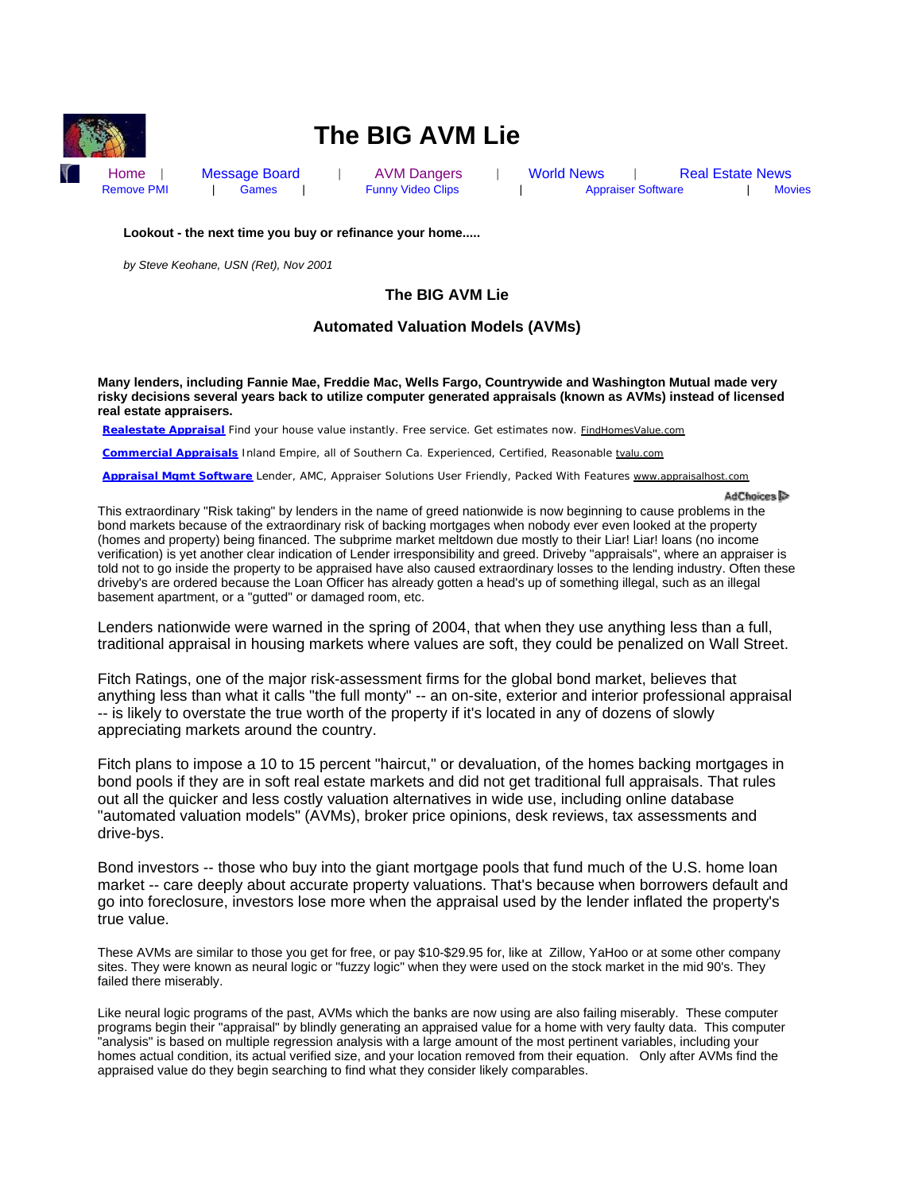# The BIG AVM Lie

Home | Message Board | AVM Dangers | World News | Real Estate News
Remove PMI | Games | Funny Video Clips | Appraiser Software | Movies

**Lookout - the next time you buy or refinance your home.....**

*by Steve Keohane, USN (Ret), Nov 2001*

**The BIG AVM Lie**

**Automated Valuation Models (AVMs)**

**Many lenders, including Fannie Mae, Freddie Mac, Wells Fargo, Countrywide and Washington Mutual made very risky decisions several years back to utilize computer generated appraisals (known as AVMs) instead of licensed real estate appraisers.**

**Realestate Appraisal** Find your house value instantly. Free service. Get estimates now. FindHomesValue.com

**Commercial Appraisals** Inland Empire, all of Southern Ca. Experienced, Certified, Reasonable tvalu.com

**Appraisal Mgmt Software** Lender, AMC, Appraiser Solutions User Friendly, Packed With Features www.appraisalhost.com

AdChoices

This extraordinary "Risk taking" by lenders in the name of greed nationwide is now beginning to cause problems in the bond markets because of the extraordinary risk of backing mortgages when nobody ever even looked at the property (homes and property) being financed. The subprime market meltdown due mostly to their Liar! Liar! loans (no income verification) is yet another clear indication of Lender irresponsibility and greed. Driveby "appraisals", where an appraiser is told not to go inside the property to be appraised have also caused extraordinary losses to the lending industry. Often these driveby's are ordered because the Loan Officer has already gotten a head's up of something illegal, such as an illegal basement apartment, or a "gutted" or damaged room, etc.

Lenders nationwide were warned in the spring of 2004, that when they use anything less than a full, traditional appraisal in housing markets where values are soft, they could be penalized on Wall Street.

Fitch Ratings, one of the major risk-assessment firms for the global bond market, believes that anything less than what it calls "the full monty" -- an on-site, exterior and interior professional appraisal -- is likely to overstate the true worth of the property if it's located in any of dozens of slowly appreciating markets around the country.

Fitch plans to impose a 10 to 15 percent "haircut," or devaluation, of the homes backing mortgages in bond pools if they are in soft real estate markets and did not get traditional full appraisals. That rules out all the quicker and less costly valuation alternatives in wide use, including online database "automated valuation models" (AVMs), broker price opinions, desk reviews, tax assessments and drive-bys.

Bond investors -- those who buy into the giant mortgage pools that fund much of the U.S. home loan market -- care deeply about accurate property valuations. That's because when borrowers default and go into foreclosure, investors lose more when the appraisal used by the lender inflated the property's true value.

These AVMs are similar to those you get for free, or pay $10-$29.95 for, like at Zillow, YaHoo or at some other company sites. They were known as neural logic or "fuzzy logic" when they were used on the stock market in the mid 90's. They failed there miserably.

Like neural logic programs of the past, AVMs which the banks are now using are also failing miserably. These computer programs begin their "appraisal" by blindly generating an appraised value for a home with very faulty data. This computer "analysis" is based on multiple regression analysis with a large amount of the most pertinent variables, including your homes actual condition, its actual verified size, and your location removed from their equation. Only after AVMs find the appraised value do they begin searching to find what they consider likely comparables.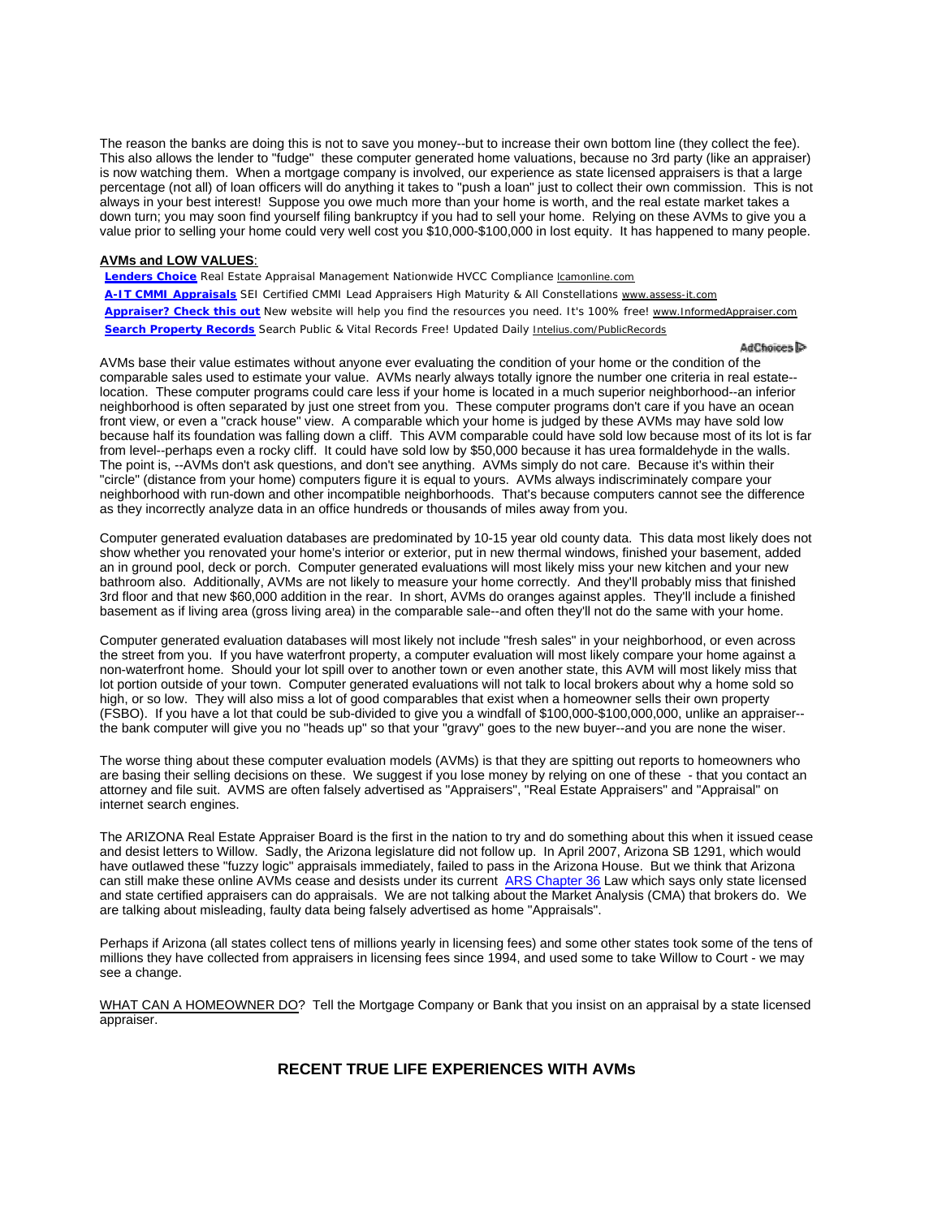The reason the banks are doing this is not to save you money--but to increase their own bottom line (they collect the fee). This also allows the lender to "fudge" these computer generated home valuations, because no 3rd party (like an appraiser) is now watching them. When a mortgage company is involved, our experience as state licensed appraisers is that a large percentage (not all) of loan officers will do anything it takes to "push a loan" just to collect their own commission. This is not always in your best interest! Suppose you owe much more than your home is worth, and the real estate market takes a down turn; you may soon find yourself filing bankruptcy if you had to sell your home. Relying on these AVMs to give you a value prior to selling your home could very well cost you $10,000-$100,000 in lost equity. It has happened to many people.

**AVMs and LOW VALUES**:

**Lenders Choice** Real Estate Appraisal Management Nationwide HVCC Compliance lcamonline.com
**A-IT CMMI Appraisals** SEI Certified CMMI Lead Appraisers High Maturity & All Constellations www.assess-it.com
**Appraiser? Check this out** New website will help you find the resources you need. It's 100% free! www.InformedAppraiser.com
**Search Property Records** Search Public & Vital Records Free! Updated Daily Intelius.com/PublicRecords

AdChoices

AVMs base their value estimates without anyone ever evaluating the condition of your home or the condition of the comparable sales used to estimate your value. AVMs nearly always totally ignore the number one criteria in real estate--location. These computer programs could care less if your home is located in a much superior neighborhood--an inferior neighborhood is often separated by just one street from you. These computer programs don't care if you have an ocean front view, or even a "crack house" view. A comparable which your home is judged by these AVMs may have sold low because half its foundation was falling down a cliff. This AVM comparable could have sold low because most of its lot is far from level--perhaps even a rocky cliff. It could have sold low by $50,000 because it has urea formaldehyde in the walls. The point is, --AVMs don't ask questions, and don't see anything. AVMs simply do not care. Because it's within their "circle" (distance from your home) computers figure it is equal to yours. AVMs always indiscriminately compare your neighborhood with run-down and other incompatible neighborhoods. That's because computers cannot see the difference as they incorrectly analyze data in an office hundreds or thousands of miles away from you.

Computer generated evaluation databases are predominated by 10-15 year old county data. This data most likely does not show whether you renovated your home's interior or exterior, put in new thermal windows, finished your basement, added an in ground pool, deck or porch. Computer generated evaluations will most likely miss your new kitchen and your new bathroom also. Additionally, AVMs are not likely to measure your home correctly. And they'll probably miss that finished 3rd floor and that new $60,000 addition in the rear. In short, AVMs do oranges against apples. They'll include a finished basement as if living area (gross living area) in the comparable sale--and often they'll not do the same with your home.

Computer generated evaluation databases will most likely not include "fresh sales" in your neighborhood, or even across the street from you. If you have waterfront property, a computer evaluation will most likely compare your home against a non-waterfront home. Should your lot spill over to another town or even another state, this AVM will most likely miss that lot portion outside of your town. Computer generated evaluations will not talk to local brokers about why a home sold so high, or so low. They will also miss a lot of good comparables that exist when a homeowner sells their own property (FSBO). If you have a lot that could be sub-divided to give you a windfall of $100,000-$100,000,000, unlike an appraiser--the bank computer will give you no "heads up" so that your "gravy" goes to the new buyer--and you are none the wiser.

The worse thing about these computer evaluation models (AVMs) is that they are spitting out reports to homeowners who are basing their selling decisions on these. We suggest if you lose money by relying on one of these - that you contact an attorney and file suit. AVMS are often falsely advertised as "Appraisers", "Real Estate Appraisers" and "Appraisal" on internet search engines.

The ARIZONA Real Estate Appraiser Board is the first in the nation to try and do something about this when it issued cease and desist letters to Willow. Sadly, the Arizona legislature did not follow up. In April 2007, Arizona SB 1291, which would have outlawed these "fuzzy logic" appraisals immediately, failed to pass in the Arizona House. But we think that Arizona can still make these online AVMs cease and desists under its current ARS Chapter 36 Law which says only state licensed and state certified appraisers can do appraisals. We are not talking about the Market Analysis (CMA) that brokers do. We are talking about misleading, faulty data being falsely advertised as home "Appraisals".

Perhaps if Arizona (all states collect tens of millions yearly in licensing fees) and some other states took some of the tens of millions they have collected from appraisers in licensing fees since 1994, and used some to take Willow to Court - we may see a change.

WHAT CAN A HOMEOWNER DO? Tell the Mortgage Company or Bank that you insist on an appraisal by a state licensed appraiser.

## RECENT TRUE LIFE EXPERIENCES WITH AVMs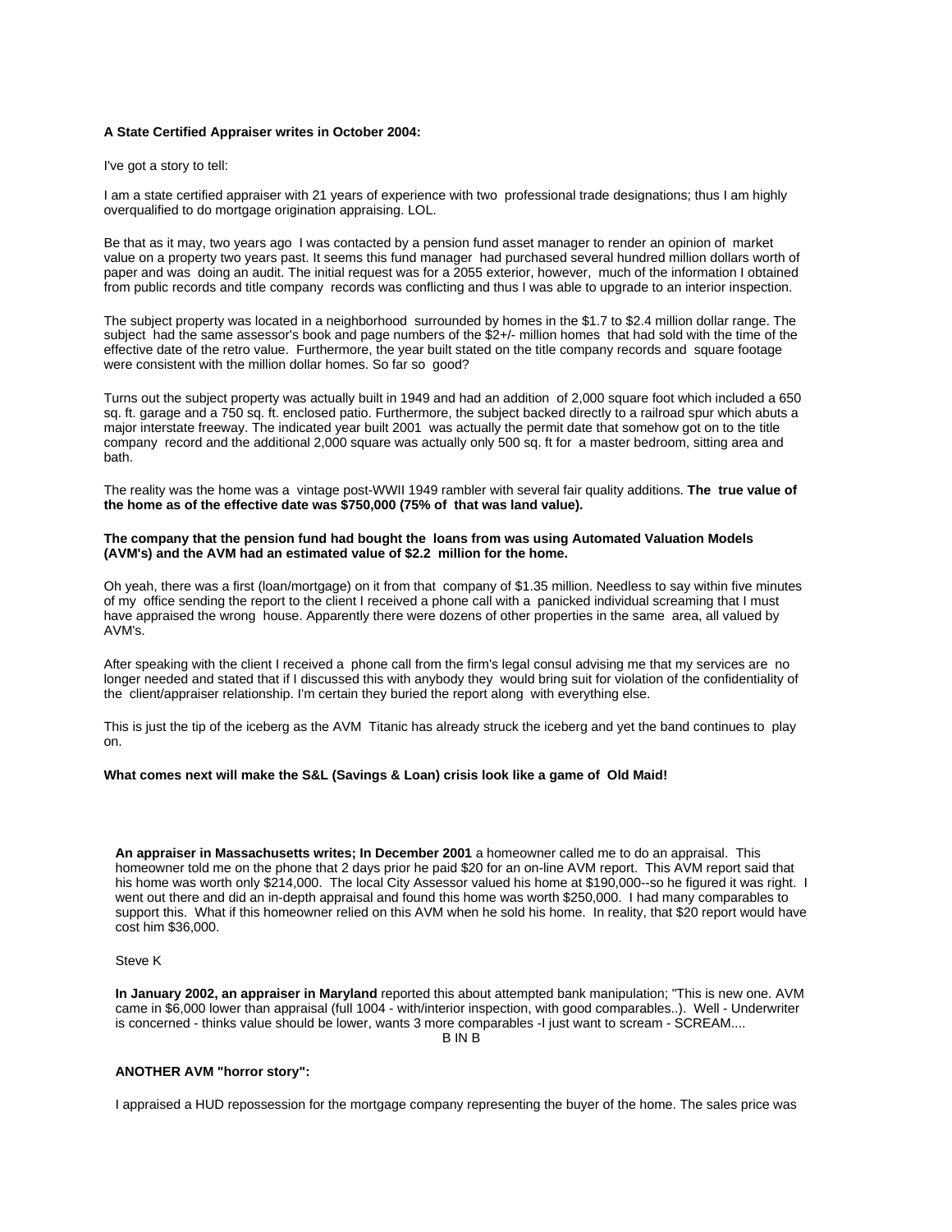**A State Certified Appraiser writes in October 2004:**

I've got a story to tell:

I am a state certified appraiser with 21 years of experience with two professional trade designations; thus I am highly overqualified to do mortgage origination appraising. LOL.

Be that as it may, two years ago I was contacted by a pension fund asset manager to render an opinion of market value on a property two years past. It seems this fund manager had purchased several hundred million dollars worth of paper and was doing an audit. The initial request was for a 2055 exterior, however, much of the information I obtained from public records and title company records was conflicting and thus I was able to upgrade to an interior inspection.

The subject property was located in a neighborhood surrounded by homes in the $1.7 to $2.4 million dollar range. The subject had the same assessor's book and page numbers of the $2+/- million homes that had sold with the time of the effective date of the retro value. Furthermore, the year built stated on the title company records and square footage were consistent with the million dollar homes. So far so good?

Turns out the subject property was actually built in 1949 and had an addition of 2,000 square foot which included a 650 sq. ft. garage and a 750 sq. ft. enclosed patio. Furthermore, the subject backed directly to a railroad spur which abuts a major interstate freeway. The indicated year built 2001 was actually the permit date that somehow got on to the title company record and the additional 2,000 square was actually only 500 sq. ft for a master bedroom, sitting area and bath.

The reality was the home was a vintage post-WWII 1949 rambler with several fair quality additions. **The true value of the home as of the effective date was $750,000 (75% of that was land value).**

**The company that the pension fund had bought the loans from was using Automated Valuation Models (AVM's) and the AVM had an estimated value of $2.2 million for the home.**

Oh yeah, there was a first (loan/mortgage) on it from that company of $1.35 million. Needless to say within five minutes of my office sending the report to the client I received a phone call with a panicked individual screaming that I must have appraised the wrong house. Apparently there were dozens of other properties in the same area, all valued by AVM's.

After speaking with the client I received a phone call from the firm's legal consul advising me that my services are no longer needed and stated that if I discussed this with anybody they would bring suit for violation of the confidentiality of the client/appraiser relationship. I'm certain they buried the report along with everything else.

This is just the tip of the iceberg as the AVM Titanic has already struck the iceberg and yet the band continues to play on.

**What comes next will make the S&L (Savings & Loan) crisis look like a game of Old Maid!**

**An appraiser in Massachusetts writes; In December 2001** a homeowner called me to do an appraisal. This homeowner told me on the phone that 2 days prior he paid $20 for an on-line AVM report. This AVM report said that his home was worth only $214,000. The local City Assessor valued his home at $190,000--so he figured it was right. I went out there and did an in-depth appraisal and found this home was worth $250,000. I had many comparables to support this. What if this homeowner relied on this AVM when he sold his home. In reality, that $20 report would have cost him $36,000.

Steve K

**In January 2002, an appraiser in Maryland** reported this about attempted bank manipulation; "This is new one. AVM came in $6,000 lower than appraisal (full 1004 - with/interior inspection, with good comparables..). Well - Underwriter is concerned - thinks value should be lower, wants 3 more comparables -I just want to scream - SCREAM....

B IN B

**ANOTHER AVM "horror story":**

I appraised a HUD repossession for the mortgage company representing the buyer of the home. The sales price was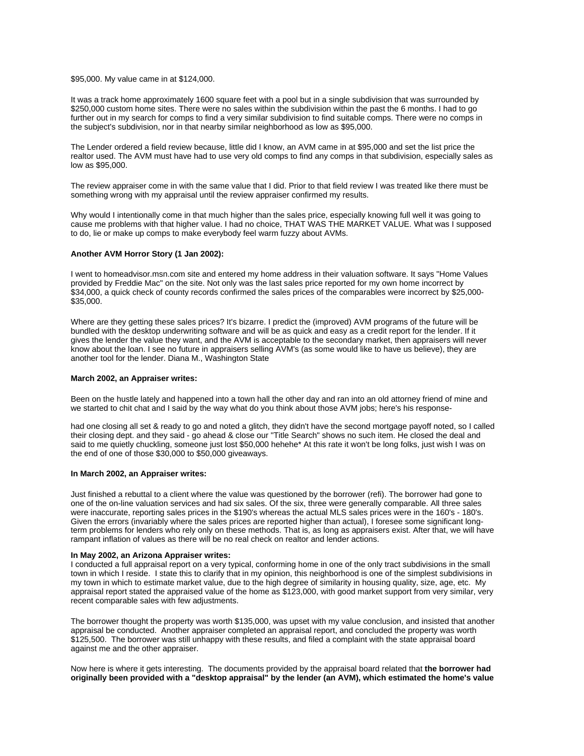$95,000. My value came in at $124,000.

It was a track home approximately 1600 square feet with a pool but in a single subdivision that was surrounded by $250,000 custom home sites. There were no sales within the subdivision within the past the 6 months. I had to go further out in my search for comps to find a very similar subdivision to find suitable comps. There were no comps in the subject's subdivision, nor in that nearby similar neighborhood as low as $95,000.

The Lender ordered a field review because, little did I know, an AVM came in at $95,000 and set the list price the realtor used. The AVM must have had to use very old comps to find any comps in that subdivision, especially sales as low as $95,000.

The review appraiser come in with the same value that I did. Prior to that field review I was treated like there must be something wrong with my appraisal until the review appraiser confirmed my results.

Why would I intentionally come in that much higher than the sales price, especially knowing full well it was going to cause me problems with that higher value. I had no choice, THAT WAS THE MARKET VALUE. What was I supposed to do, lie or make up comps to make everybody feel warm fuzzy about AVMs.

**Another AVM Horror Story (1 Jan 2002):**

I went to homeadvisor.msn.com site and entered my home address in their valuation software. It says "Home Values provided by Freddie Mac" on the site. Not only was the last sales price reported for my own home incorrect by $34,000, a quick check of county records confirmed the sales prices of the comparables were incorrect by $25,000-$35,000.

Where are they getting these sales prices? It's bizarre. I predict the (improved) AVM programs of the future will be bundled with the desktop underwriting software and will be as quick and easy as a credit report for the lender. If it gives the lender the value they want, and the AVM is acceptable to the secondary market, then appraisers will never know about the loan. I see no future in appraisers selling AVM's (as some would like to have us believe), they are another tool for the lender. Diana M., Washington State

**March 2002, an Appraiser writes:**

Been on the hustle lately and happened into a town hall the other day and ran into an old attorney friend of mine and we started to chit chat and I said by the way what do you think about those AVM jobs; here's his response-

had one closing all set & ready to go and noted a glitch, they didn't have the second mortgage payoff noted, so I called their closing dept. and they said - go ahead & close our "Title Search" shows no such item. He closed the deal and said to me quietly chuckling, someone just lost $50,000 hehehe* At this rate it won't be long folks, just wish I was on the end of one of those $30,000 to $50,000 giveaways.

**In March 2002, an Appraiser writes:**

Just finished a rebuttal to a client where the value was questioned by the borrower (refi). The borrower had gone to one of the on-line valuation services and had six sales. Of the six, three were generally comparable. All three sales were inaccurate, reporting sales prices in the $190's whereas the actual MLS sales prices were in the 160's - 180's. Given the errors (invariably where the sales prices are reported higher than actual), I foresee some significant long-term problems for lenders who rely only on these methods. That is, as long as appraisers exist. After that, we will have rampant inflation of values as there will be no real check on realtor and lender actions.

**In May 2002, an Arizona Appraiser writes:**

I conducted a full appraisal report on a very typical, conforming home in one of the only tract subdivisions in the small town in which I reside. I state this to clarify that in my opinion, this neighborhood is one of the simplest subdivisions in my town in which to estimate market value, due to the high degree of similarity in housing quality, size, age, etc. My appraisal report stated the appraised value of the home as $123,000, with good market support from very similar, very recent comparable sales with few adjustments.

The borrower thought the property was worth $135,000, was upset with my value conclusion, and insisted that another appraisal be conducted. Another appraiser completed an appraisal report, and concluded the property was worth $125,500. The borrower was still unhappy with these results, and filed a complaint with the state appraisal board against me and the other appraiser.

Now here is where it gets interesting. The documents provided by the appraisal board related that **the borrower had originally been provided with a "desktop appraisal" by the lender (an AVM), which estimated the home's value**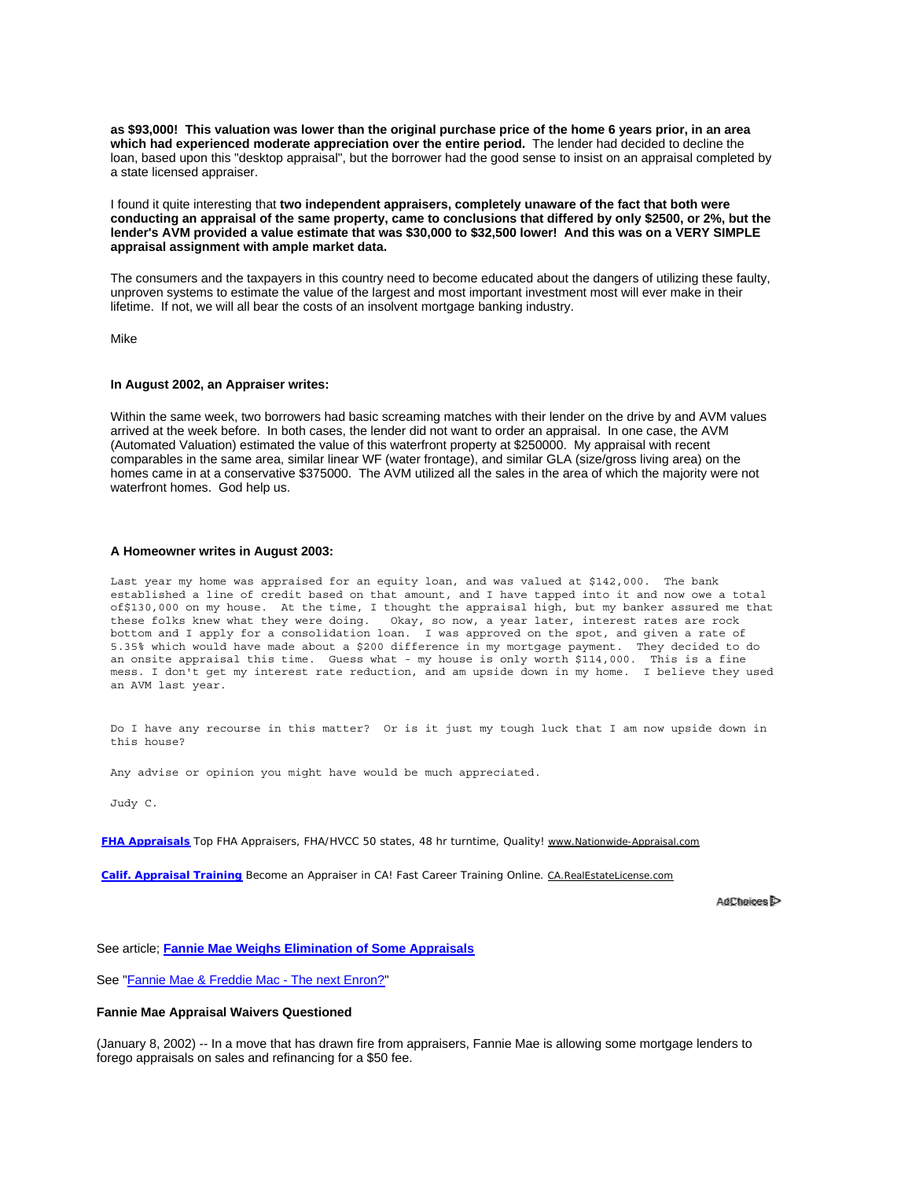**as $93,000! This valuation was lower than the original purchase price of the home 6 years prior, in an area which had experienced moderate appreciation over the entire period.** The lender had decided to decline the loan, based upon this "desktop appraisal", but the borrower had the good sense to insist on an appraisal completed by a state licensed appraiser.

I found it quite interesting that **two independent appraisers, completely unaware of the fact that both were conducting an appraisal of the same property, came to conclusions that differed by only $2500, or 2%, but the lender's AVM provided a value estimate that was $30,000 to $32,500 lower! And this was on a VERY SIMPLE appraisal assignment with ample market data.**

The consumers and the taxpayers in this country need to become educated about the dangers of utilizing these faulty, unproven systems to estimate the value of the largest and most important investment most will ever make in their lifetime. If not, we will all bear the costs of an insolvent mortgage banking industry.

Mike

**In August 2002, an Appraiser writes:**

Within the same week, two borrowers had basic screaming matches with their lender on the drive by and AVM values arrived at the week before. In both cases, the lender did not want to order an appraisal. In one case, the AVM (Automated Valuation) estimated the value of this waterfront property at $250000. My appraisal with recent comparables in the same area, similar linear WF (water frontage), and similar GLA (size/gross living area) on the homes came in at a conservative $375000. The AVM utilized all the sales in the area of which the majority were not waterfront homes. God help us.

**A Homeowner writes in August 2003:**

Last year my home was appraised for an equity loan, and was valued at $142,000. The bank established a line of credit based on that amount, and I have tapped into it and now owe a total of$130,000 on my house. At the time, I thought the appraisal high, but my banker assured me that these folks knew what they were doing. Okay, so now, a year later, interest rates are rock bottom and I apply for a consolidation loan. I was approved on the spot, and given a rate of 5.35% which would have made about a $200 difference in my mortgage payment. They decided to do an onsite appraisal this time. Guess what - my house is only worth $114,000. This is a fine mess. I don't get my interest rate reduction, and am upside down in my home. I believe they used an AVM last year.

Do I have any recourse in this matter? Or is it just my tough luck that I am now upside down in this house?

Any advise or opinion you might have would be much appreciated.

Judy C.

**FHA Appraisals** Top FHA Appraisers, FHA/HVCC 50 states, 48 hr turntime, Quality! www.Nationwide-Appraisal.com

**Calif. Appraisal Training** Become an Appraiser in CA! Fast Career Training Online. CA.RealEstateLicense.com

AdChoices

See article; **Fannie Mae Weighs Elimination of Some Appraisals**

See "Fannie Mae & Freddie Mac - The next Enron?"

**Fannie Mae Appraisal Waivers Questioned**

(January 8, 2002) -- In a move that has drawn fire from appraisers, Fannie Mae is allowing some mortgage lenders to forego appraisals on sales and refinancing for a $50 fee.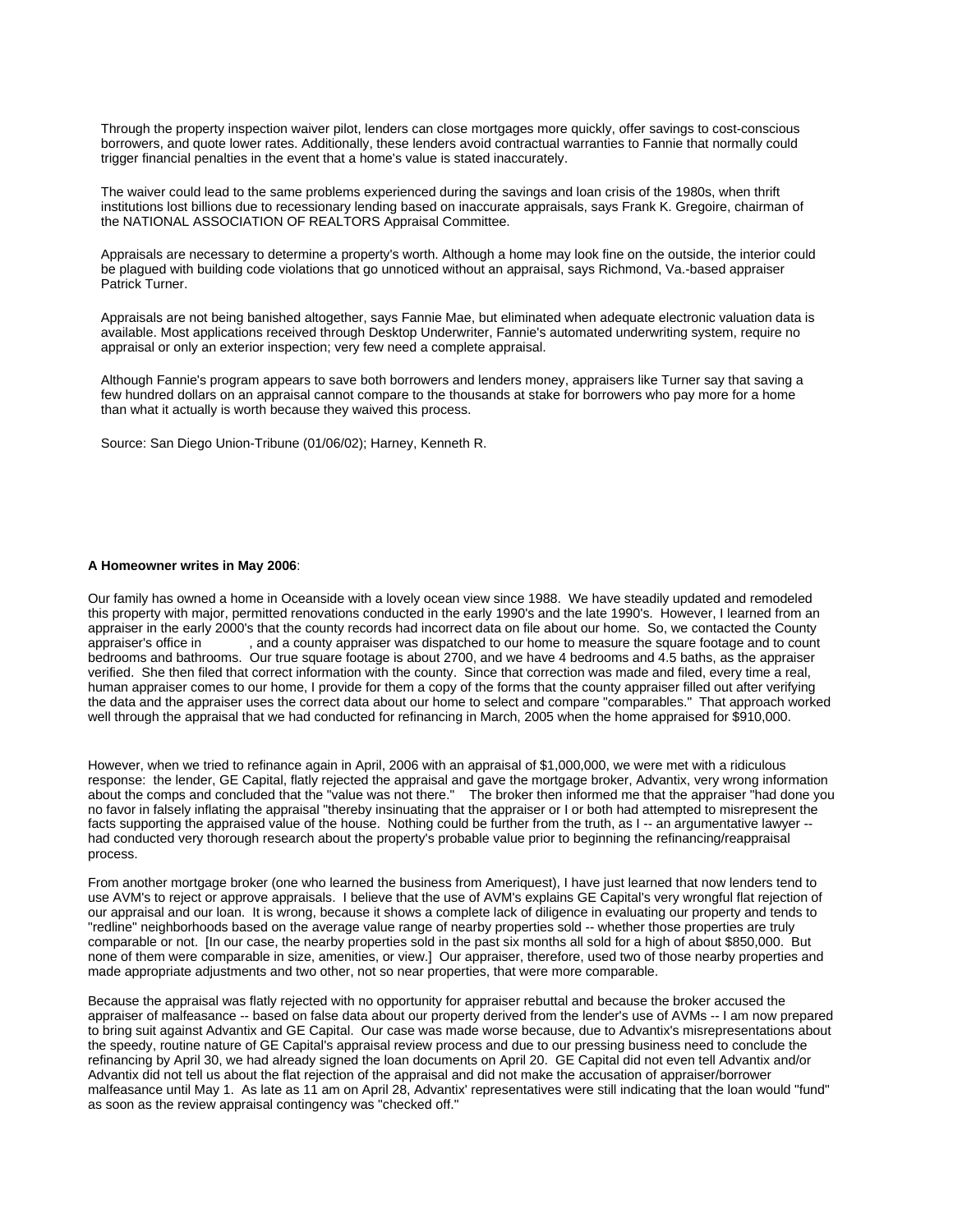Through the property inspection waiver pilot, lenders can close mortgages more quickly, offer savings to cost-conscious borrowers, and quote lower rates. Additionally, these lenders avoid contractual warranties to Fannie that normally could trigger financial penalties in the event that a home's value is stated inaccurately.

The waiver could lead to the same problems experienced during the savings and loan crisis of the 1980s, when thrift institutions lost billions due to recessionary lending based on inaccurate appraisals, says Frank K. Gregoire, chairman of the NATIONAL ASSOCIATION OF REALTORS Appraisal Committee.

Appraisals are necessary to determine a property's worth. Although a home may look fine on the outside, the interior could be plagued with building code violations that go unnoticed without an appraisal, says Richmond, Va.-based appraiser Patrick Turner.

Appraisals are not being banished altogether, says Fannie Mae, but eliminated when adequate electronic valuation data is available. Most applications received through Desktop Underwriter, Fannie's automated underwriting system, require no appraisal or only an exterior inspection; very few need a complete appraisal.

Although Fannie's program appears to save both borrowers and lenders money, appraisers like Turner say that saving a few hundred dollars on an appraisal cannot compare to the thousands at stake for borrowers who pay more for a home than what it actually is worth because they waived this process.

Source: San Diego Union-Tribune (01/06/02); Harney, Kenneth R.

**A Homeowner writes in May 2006**:

Our family has owned a home in Oceanside with a lovely ocean view since 1988. We have steadily updated and remodeled this property with major, permitted renovations conducted in the early 1990's and the late 1990's. However, I learned from an appraiser in the early 2000's that the county records had incorrect data on file about our home. So, we contacted the County appraiser's office in , and a county appraiser was dispatched to our home to measure the square footage and to count bedrooms and bathrooms. Our true square footage is about 2700, and we have 4 bedrooms and 4.5 baths, as the appraiser verified. She then filed that correct information with the county. Since that correction was made and filed, every time a real, human appraiser comes to our home, I provide for them a copy of the forms that the county appraiser filled out after verifying the data and the appraiser uses the correct data about our home to select and compare "comparables." That approach worked well through the appraisal that we had conducted for refinancing in March, 2005 when the home appraised for $910,000.

However, when we tried to refinance again in April, 2006 with an appraisal of $1,000,000, we were met with a ridiculous response: the lender, GE Capital, flatly rejected the appraisal and gave the mortgage broker, Advantix, very wrong information about the comps and concluded that the "value was not there." The broker then informed me that the appraiser "had done you no favor in falsely inflating the appraisal "thereby insinuating that the appraiser or I or both had attempted to misrepresent the facts supporting the appraised value of the house. Nothing could be further from the truth, as I -- an argumentative lawyer -- had conducted very thorough research about the property's probable value prior to beginning the refinancing/reappraisal process.

From another mortgage broker (one who learned the business from Ameriquest), I have just learned that now lenders tend to use AVM's to reject or approve appraisals. I believe that the use of AVM's explains GE Capital's very wrongful flat rejection of our appraisal and our loan. It is wrong, because it shows a complete lack of diligence in evaluating our property and tends to "redline" neighborhoods based on the average value range of nearby properties sold -- whether those properties are truly comparable or not. [In our case, the nearby properties sold in the past six months all sold for a high of about $850,000. But none of them were comparable in size, amenities, or view.] Our appraiser, therefore, used two of those nearby properties and made appropriate adjustments and two other, not so near properties, that were more comparable.

Because the appraisal was flatly rejected with no opportunity for appraiser rebuttal and because the broker accused the appraiser of malfeasance -- based on false data about our property derived from the lender's use of AVMs -- I am now prepared to bring suit against Advantix and GE Capital. Our case was made worse because, due to Advantix's misrepresentations about the speedy, routine nature of GE Capital's appraisal review process and due to our pressing business need to conclude the refinancing by April 30, we had already signed the loan documents on April 20. GE Capital did not even tell Advantix and/or Advantix did not tell us about the flat rejection of the appraisal and did not make the accusation of appraiser/borrower malfeasance until May 1. As late as 11 am on April 28, Advantix' representatives were still indicating that the loan would "fund" as soon as the review appraisal contingency was "checked off."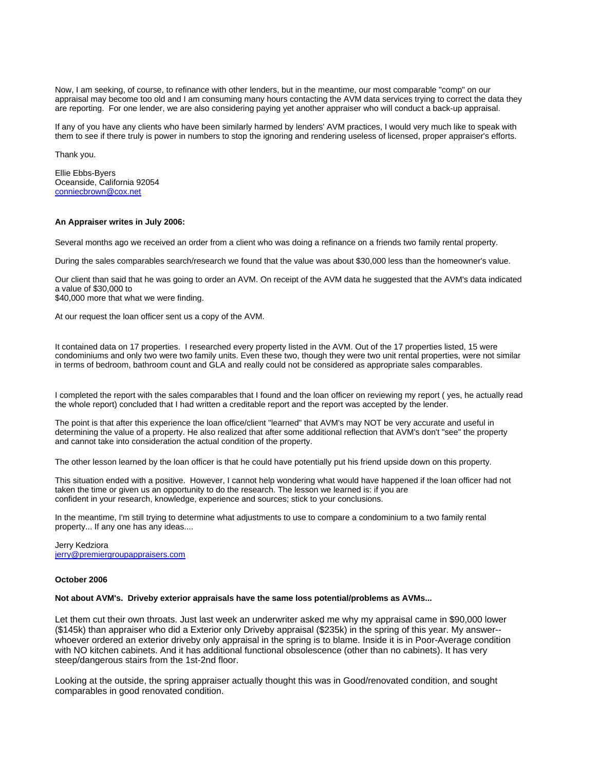Now, I am seeking, of course, to refinance with other lenders, but in the meantime, our most comparable "comp" on our appraisal may become too old and I am consuming many hours contacting the AVM data services trying to correct the data they are reporting. For one lender, we are also considering paying yet another appraiser who will conduct a back-up appraisal.

If any of you have any clients who have been similarly harmed by lenders' AVM practices, I would very much like to speak with them to see if there truly is power in numbers to stop the ignoring and rendering useless of licensed, proper appraiser's efforts.

Thank you.

Ellie Ebbs-Byers
Oceanside, California 92054
conniecbrown@cox.net

**An Appraiser writes in July 2006:**

Several months ago we received an order from a client who was doing a refinance on a friends two family rental property.

During the sales comparables search/research we found that the value was about $30,000 less than the homeowner's value.

Our client than said that he was going to order an AVM. On receipt of the AVM data he suggested that the AVM's data indicated a value of $30,000 to
$40,000 more that what we were finding.

At our request the loan officer sent us a copy of the AVM.

It contained data on 17 properties. I researched every property listed in the AVM. Out of the 17 properties listed, 15 were condominiums and only two were two family units. Even these two, though they were two unit rental properties, were not similar in terms of bedroom, bathroom count and GLA and really could not be considered as appropriate sales comparables.

I completed the report with the sales comparables that I found and the loan officer on reviewing my report ( yes, he actually read the whole report) concluded that I had written a creditable report and the report was accepted by the lender.

The point is that after this experience the loan office/client "learned" that AVM's may NOT be very accurate and useful in determining the value of a property. He also realized that after some additional reflection that AVM's don't "see" the property and cannot take into consideration the actual condition of the property.

The other lesson learned by the loan officer is that he could have potentially put his friend upside down on this property.

This situation ended with a positive. However, I cannot help wondering what would have happened if the loan officer had not taken the time or given us an opportunity to do the research. The lesson we learned is: if you are
confident in your research, knowledge, experience and sources; stick to your conclusions.

In the meantime, I'm still trying to determine what adjustments to use to compare a condominium to a two family rental property... If any one has any ideas....

Jerry Kedziora
jerry@premiergroupappraisers.com

**October 2006**

**Not about AVM's. Driveby exterior appraisals have the same loss potential/problems as AVMs...**

Let them cut their own throats. Just last week an underwriter asked me why my appraisal came in $90,000 lower ($145k) than appraiser who did a Exterior only Driveby appraisal ($235k) in the spring of this year. My answer--whoever ordered an exterior driveby only appraisal in the spring is to blame. Inside it is in Poor-Average condition with NO kitchen cabinets. And it has additional functional obsolescence (other than no cabinets). It has very steep/dangerous stairs from the 1st-2nd floor.

Looking at the outside, the spring appraiser actually thought this was in Good/renovated condition, and sought comparables in good renovated condition.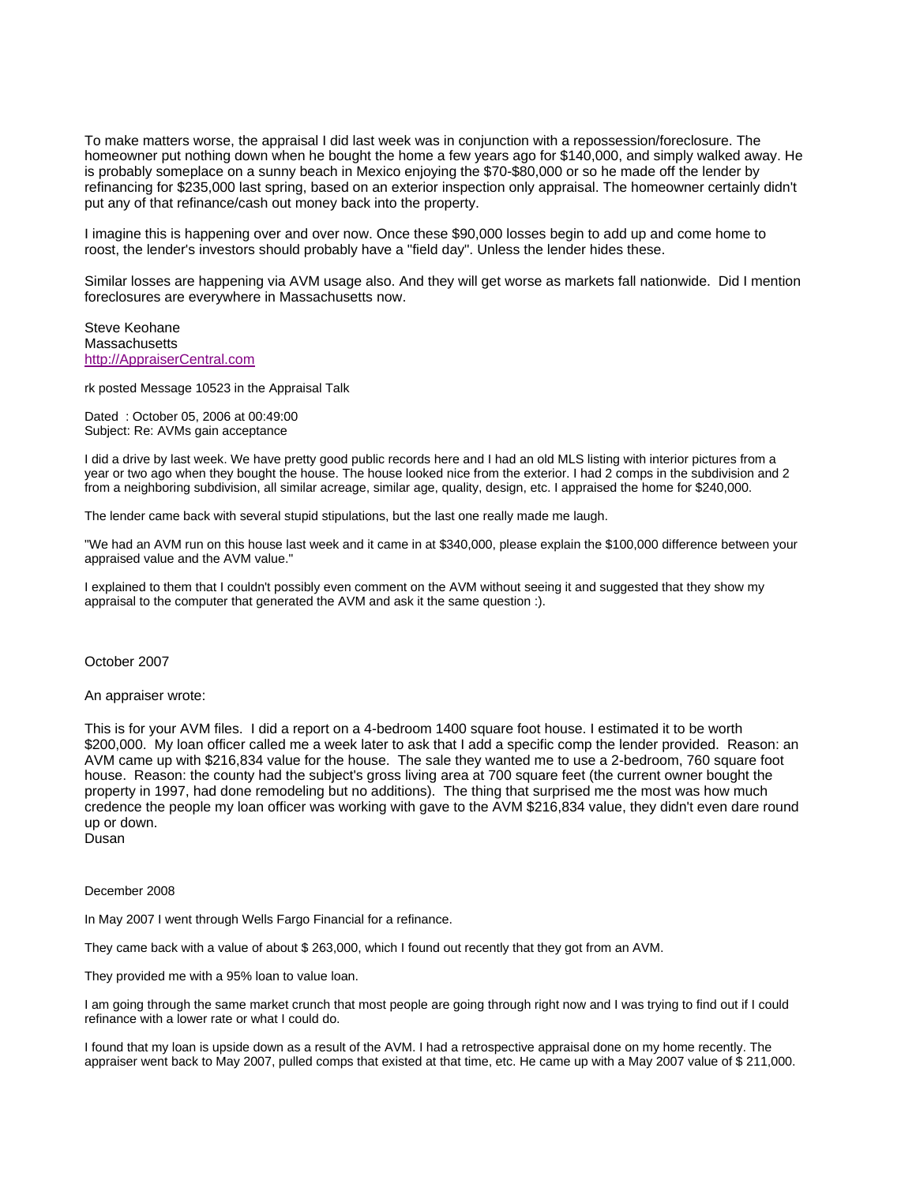To make matters worse, the appraisal I did last week was in conjunction with a repossession/foreclosure. The homeowner put nothing down when he bought the home a few years ago for $140,000, and simply walked away. He is probably someplace on a sunny beach in Mexico enjoying the $70-$80,000 or so he made off the lender by refinancing for $235,000 last spring, based on an exterior inspection only appraisal. The homeowner certainly didn't put any of that refinance/cash out money back into the property.

I imagine this is happening over and over now. Once these $90,000 losses begin to add up and come home to roost, the lender's investors should probably have a "field day". Unless the lender hides these.

Similar losses are happening via AVM usage also. And they will get worse as markets fall nationwide. Did I mention foreclosures are everywhere in Massachusetts now.

Steve Keohane
Massachusetts
[http://AppraiserCentral.com](http://AppraiserCentral.com)

rk posted Message 10523 in the Appraisal Talk

Dated : October 05, 2006 at 00:49:00
Subject: Re: AVMs gain acceptance

I did a drive by last week. We have pretty good public records here and I had an old MLS listing with interior pictures from a year or two ago when they bought the house. The house looked nice from the exterior. I had 2 comps in the subdivision and 2 from a neighboring subdivision, all similar acreage, similar age, quality, design, etc. I appraised the home for $240,000.

The lender came back with several stupid stipulations, but the last one really made me laugh.

"We had an AVM run on this house last week and it came in at $340,000, please explain the $100,000 difference between your appraised value and the AVM value."

I explained to them that I couldn't possibly even comment on the AVM without seeing it and suggested that they show my appraisal to the computer that generated the AVM and ask it the same question :).

October 2007

An appraiser wrote:

This is for your AVM files. I did a report on a 4-bedroom 1400 square foot house. I estimated it to be worth $200,000. My loan officer called me a week later to ask that I add a specific comp the lender provided. Reason: an AVM came up with $216,834 value for the house. The sale they wanted me to use a 2-bedroom, 760 square foot house. Reason: the county had the subject's gross living area at 700 square feet (the current owner bought the property in 1997, had done remodeling but no additions). The thing that surprised me the most was how much credence the people my loan officer was working with gave to the AVM $216,834 value, they didn't even dare round up or down.
Dusan

December 2008

In May 2007 I went through Wells Fargo Financial for a refinance.

They came back with a value of about $ 263,000, which I found out recently that they got from an AVM.

They provided me with a 95% loan to value loan.

I am going through the same market crunch that most people are going through right now and I was trying to find out if I could refinance with a lower rate or what I could do.

I found that my loan is upside down as a result of the AVM. I had a retrospective appraisal done on my home recently. The appraiser went back to May 2007, pulled comps that existed at that time, etc. He came up with a May 2007 value of $ 211,000.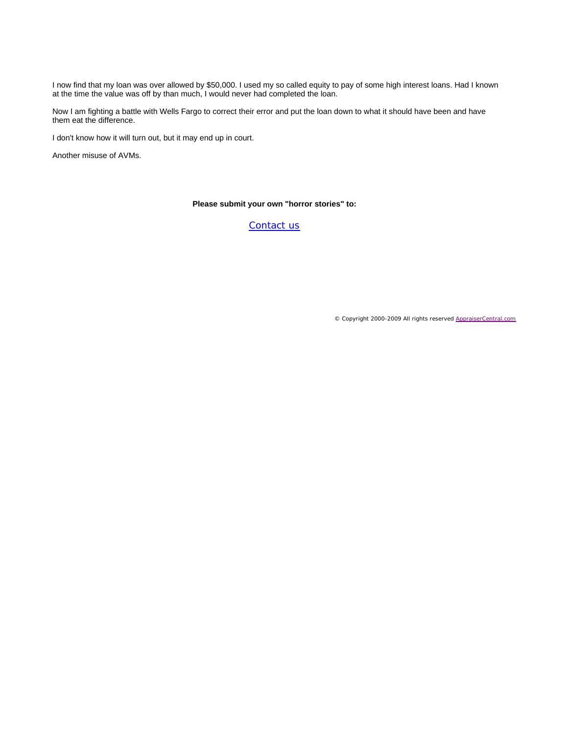I now find that my loan was over allowed by $50,000. I used my so called equity to pay of some high interest loans. Had I known at the time the value was off by than much, I would never had completed the loan.

Now I am fighting a battle with Wells Fargo to correct their error and put the loan down to what it should have been and have them eat the difference.

I don't know how it will turn out, but it may end up in court.

Another misuse of AVMs.

**Please submit your own "horror stories" to:**

Contact us

© Copyright 2000-2009 All rights reserved AppraiserCentral.com